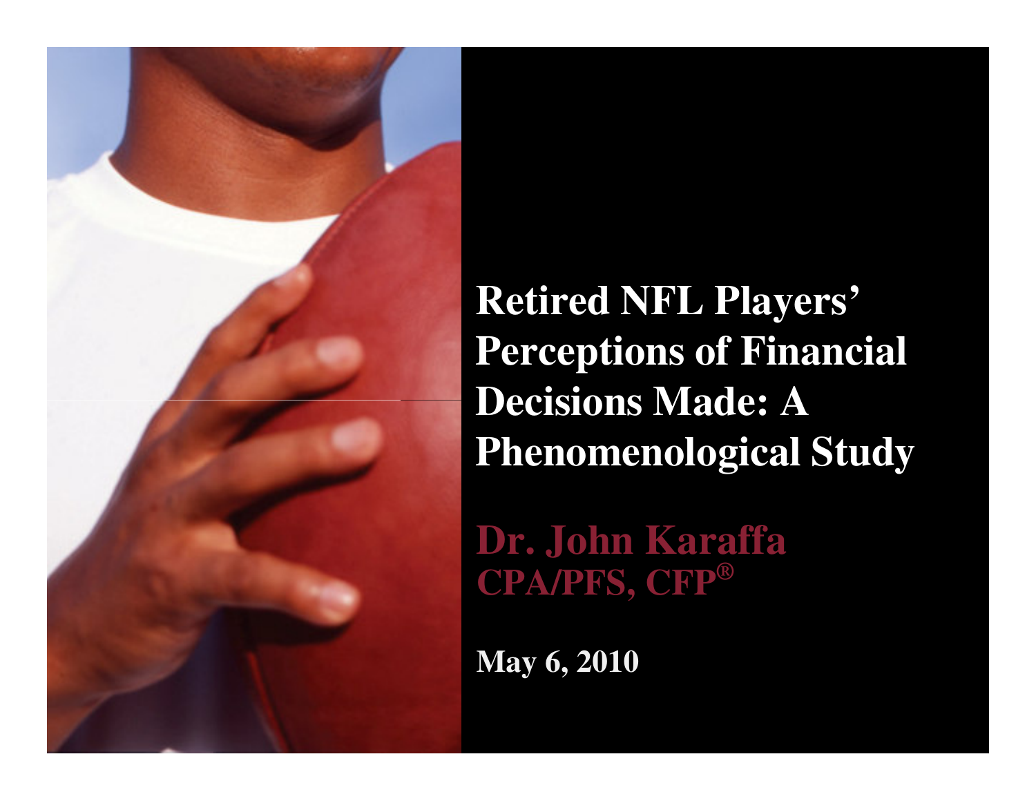# Retired NFL Players' Perceptions of Financial Decisions Made: A Phenomenological Study

**Dr. John Karaffa**
**CPA/PFS, CFP®**

**May 6, 2010**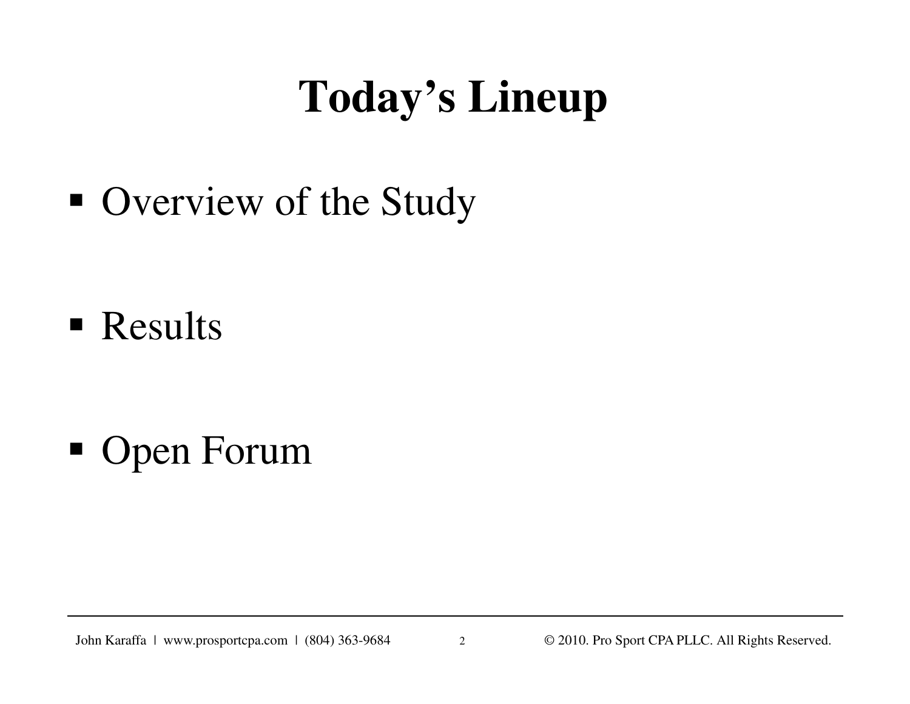# Today's Lineup

- Overview of the Study
- Results
- Open Forum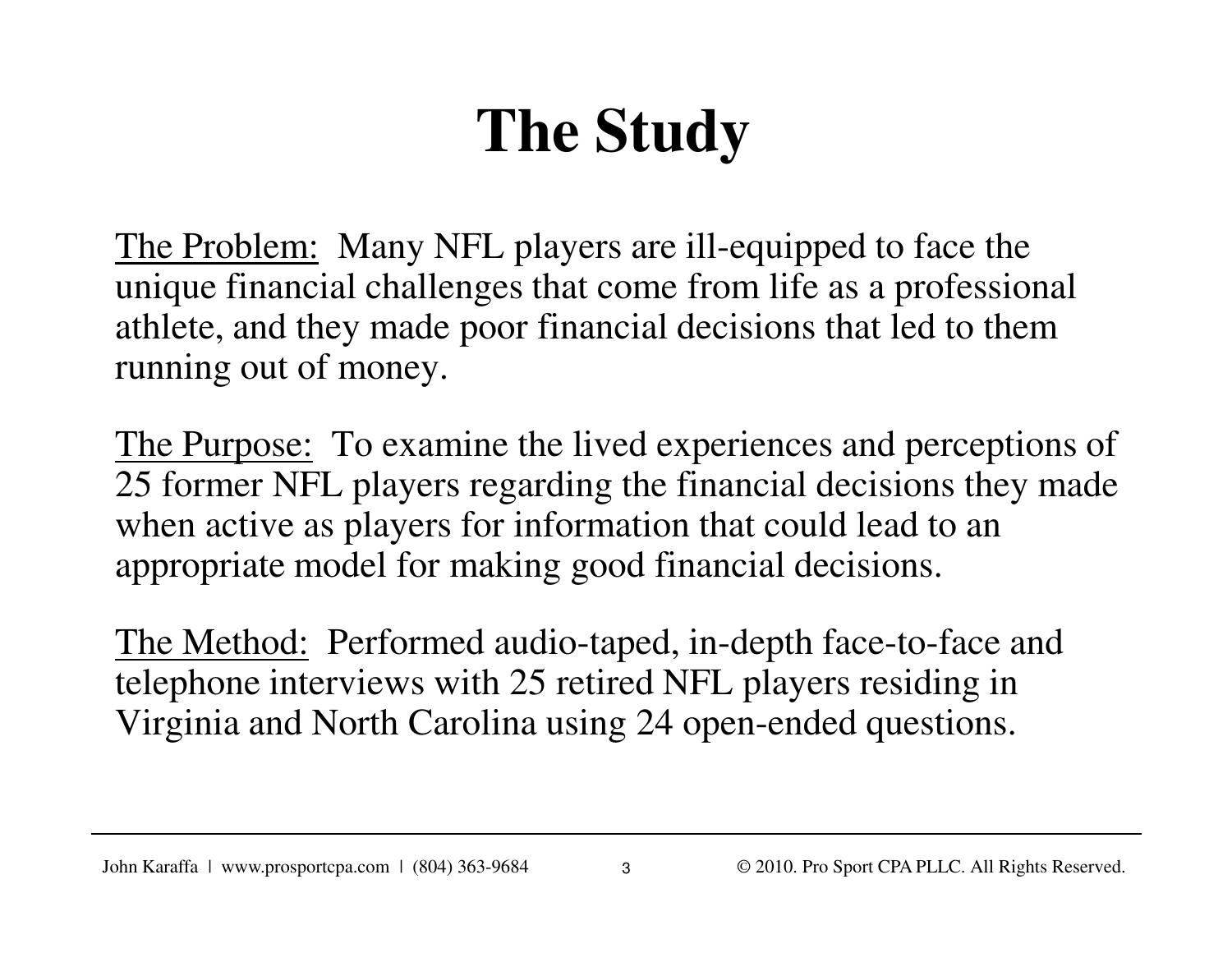# The Study

The Problem: Many NFL players are ill-equipped to face the unique financial challenges that come from life as a professional athlete, and they made poor financial decisions that led to them running out of money.

The Purpose: To examine the lived experiences and perceptions of 25 former NFL players regarding the financial decisions they made when active as players for information that could lead to an appropriate model for making good financial decisions.

The Method: Performed audio-taped, in-depth face-to-face and telephone interviews with 25 retired NFL players residing in Virginia and North Carolina using 24 open-ended questions.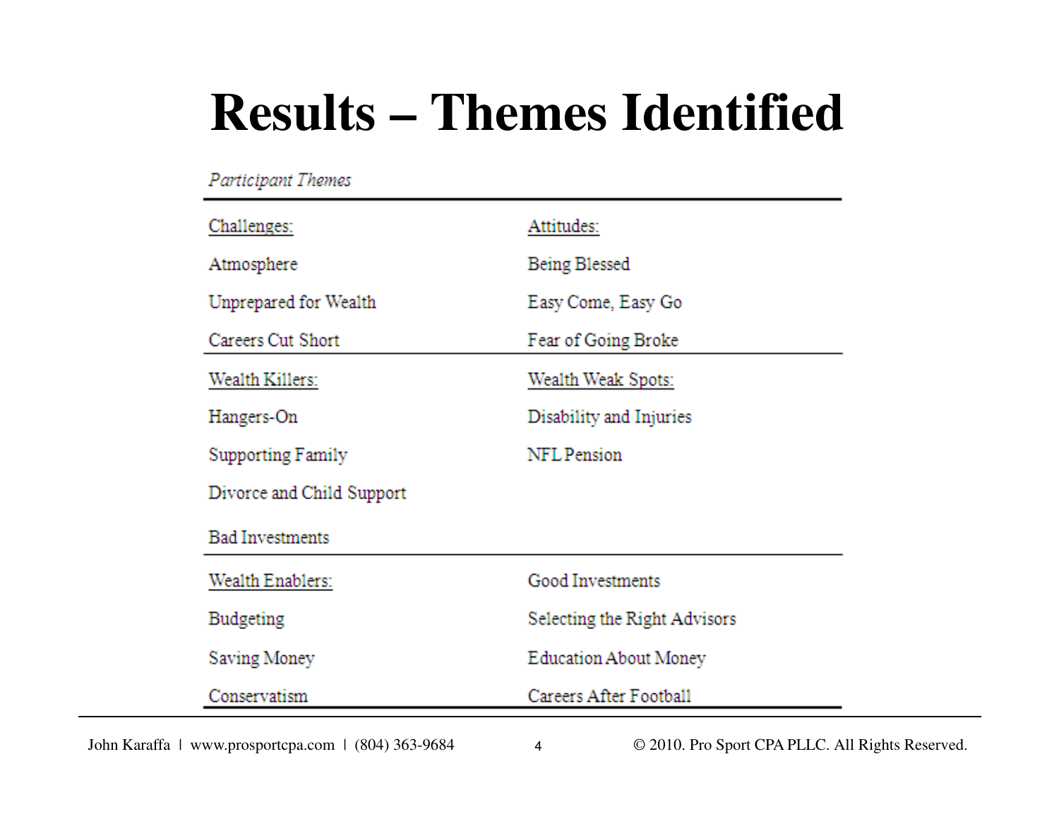# Results – Themes Identified

*Participant Themes*

| Challenges: | Attitudes: |
|---|---|
| Atmosphere | Being Blessed |
| Unprepared for Wealth | Easy Come, Easy Go |
| Careers Cut Short | Fear of Going Broke |
| Wealth Killers: | Wealth Weak Spots: |
| Hangers-On | Disability and Injuries |
| Supporting Family | NFL Pension |
| Divorce and Child Support | |
| Bad Investments | |
| Wealth Enablers: | Good Investments |
| Budgeting | Selecting the Right Advisors |
| Saving Money | Education About Money |
| Conservatism | Careers After Football |

John Karaffa | www.prosportcpa.com | (804) 363-9684 © 2010. Pro Sport CPA PLLC. All Rights Reserved.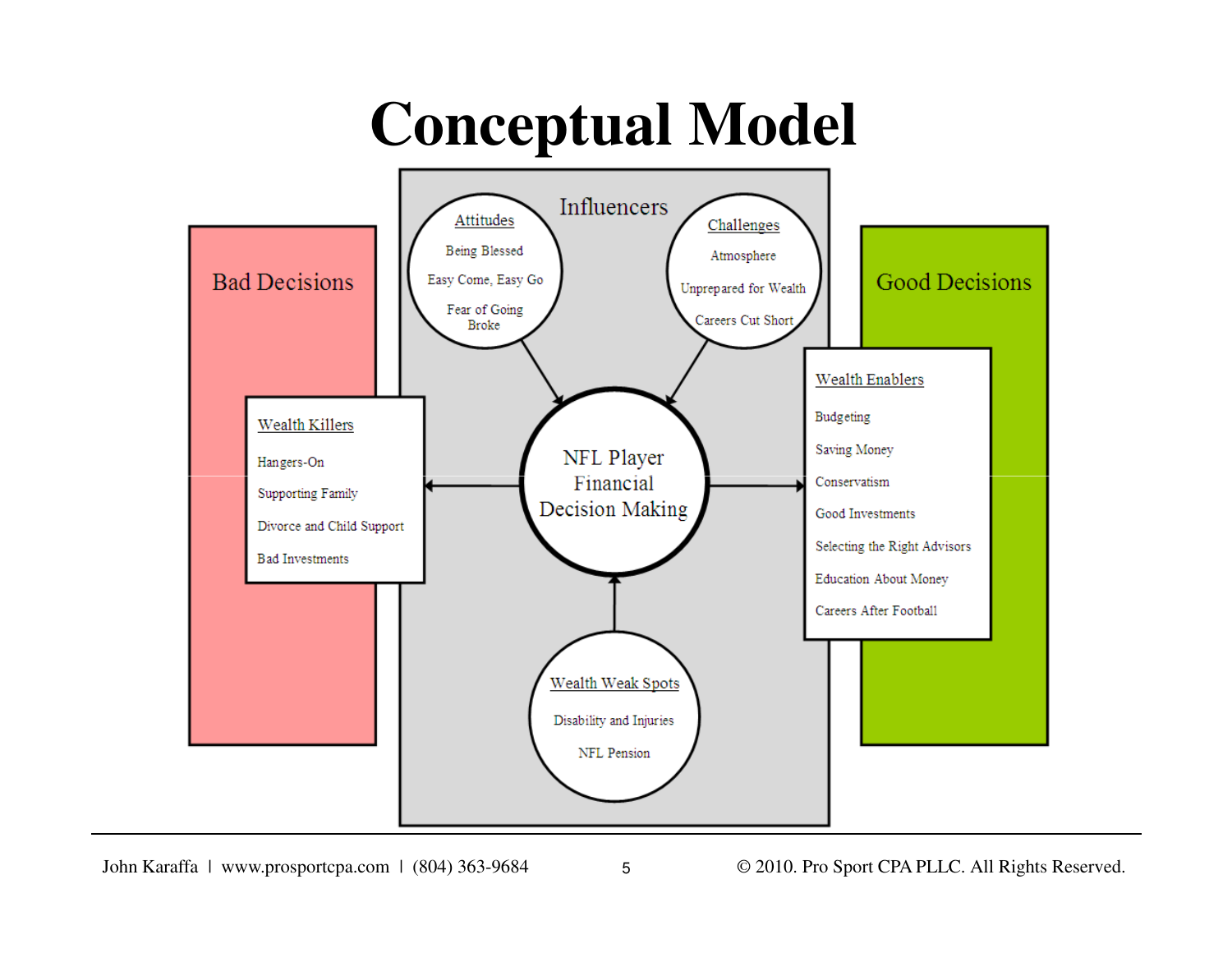# Conceptual Model

**Bad Decisions**

**Wealth Killers**

- Hangers-On
- Supporting Family
- Divorce and Child Support
- Bad Investments

**Influencers**

**Attitudes**

- Being Blessed
- Easy Come, Easy Go
- Fear of Going Broke

**Challenges**

- Atmosphere
- Unprepared for Wealth
- Careers Cut Short

**NFL Player Financial Decision Making**

**Wealth Weak Spots**

- Disability and Injuries
- NFL Pension

**Good Decisions**

**Wealth Enablers**

- Budgeting
- Saving Money
- Conservatism
- Good Investments
- Selecting the Right Advisors
- Education About Money
- Careers After Football

John Karaffa | www.prosportcpa.com | (804) 363-9684

© 2010. Pro Sport CPA PLLC. All Rights Reserved.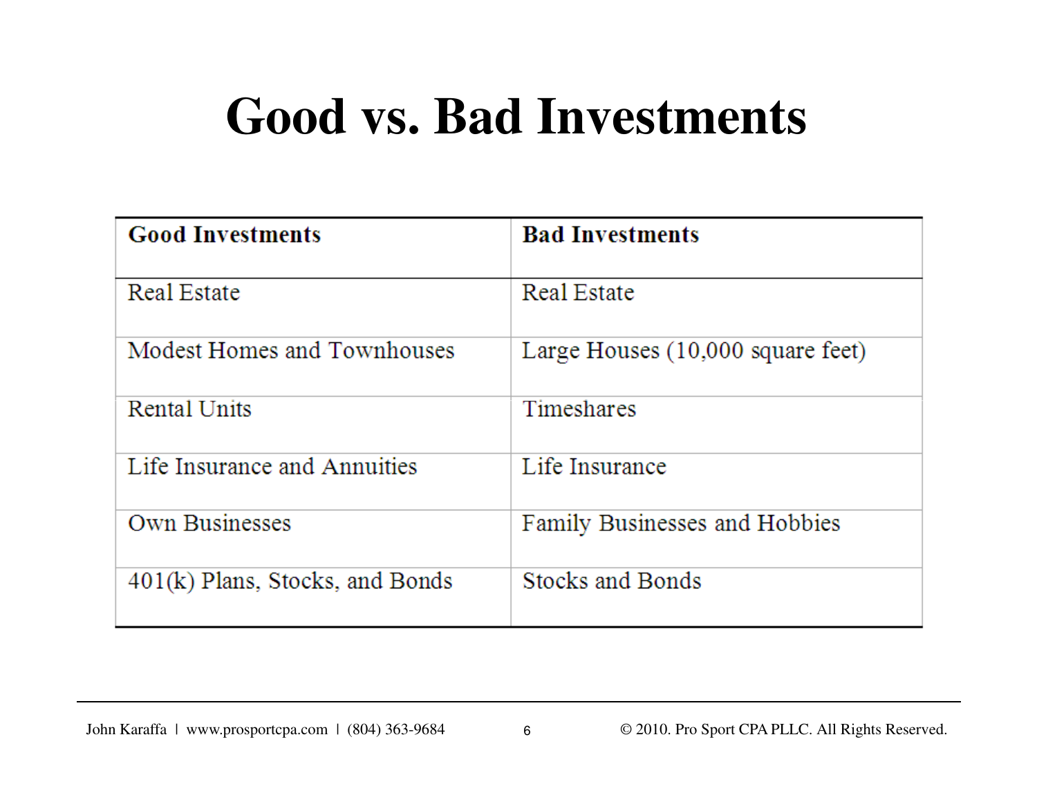# Good vs. Bad Investments

| Good Investments | Bad Investments |
|---|---|
| Real Estate | Real Estate |
| Modest Homes and Townhouses | Large Houses (10,000 square feet) |
| Rental Units | Timeshares |
| Life Insurance and Annuities | Life Insurance |
| Own Businesses | Family Businesses and Hobbies |
| 401(k) Plans, Stocks, and Bonds | Stocks and Bonds |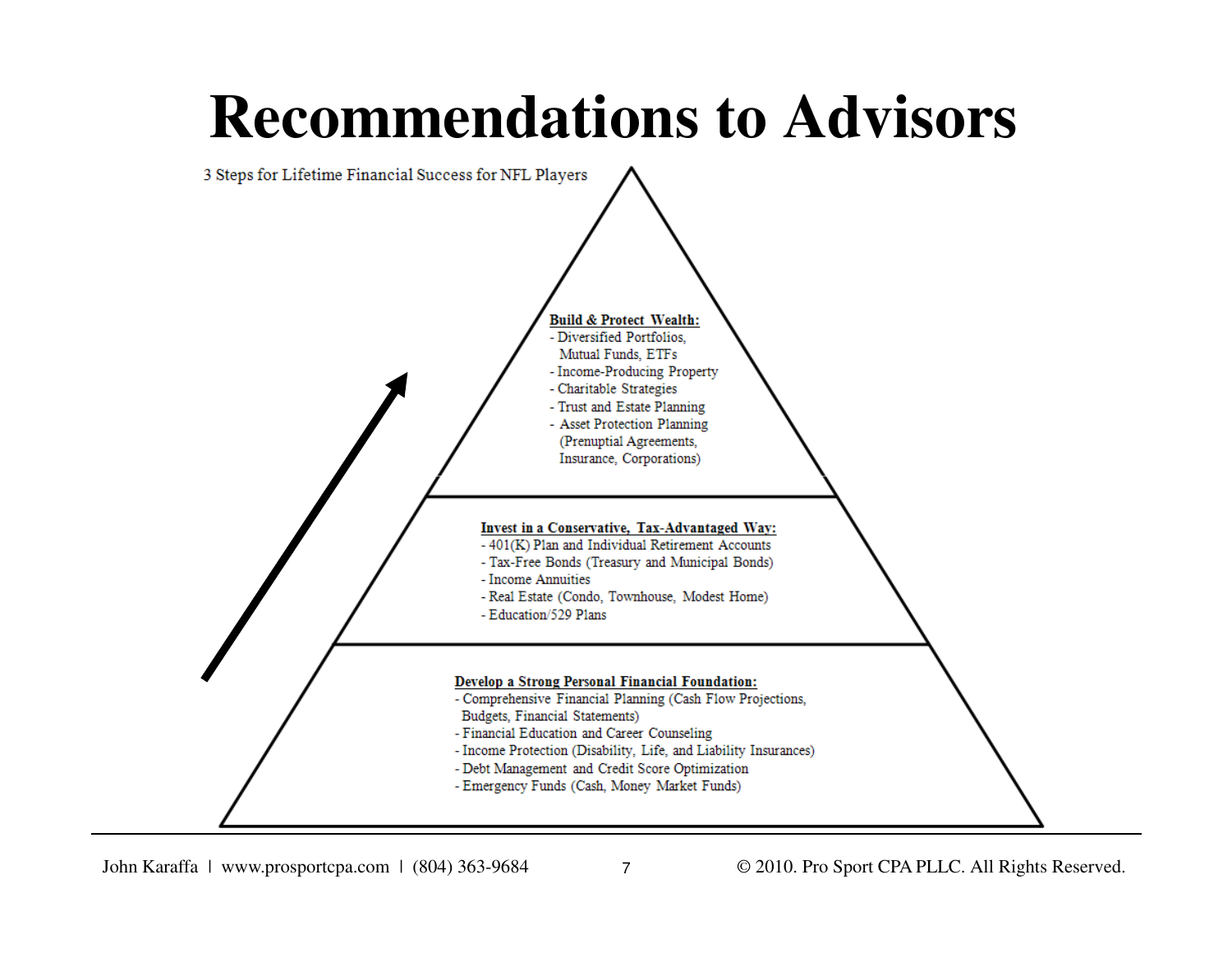# Recommendations to Advisors

3 Steps for Lifetime Financial Success for NFL Players

**Build & Protect Wealth:**
- Diversified Portfolios, Mutual Funds, ETFs
- Income-Producing Property
- Charitable Strategies
- Trust and Estate Planning
- Asset Protection Planning (Prenuptial Agreements, Insurance, Corporations)

**Invest in a Conservative, Tax-Advantaged Way:**
- 401(K) Plan and Individual Retirement Accounts
- Tax-Free Bonds (Treasury and Municipal Bonds)
- Income Annuities
- Real Estate (Condo, Townhouse, Modest Home)
- Education/529 Plans

**Develop a Strong Personal Financial Foundation:**
- Comprehensive Financial Planning (Cash Flow Projections, Budgets, Financial Statements)
- Financial Education and Career Counseling
- Income Protection (Disability, Life, and Liability Insurances)
- Debt Management and Credit Score Optimization
- Emergency Funds (Cash, Money Market Funds)

John Karaffa | www.prosportcpa.com | (804) 363-9684

© 2010. Pro Sport CPA PLLC. All Rights Reserved.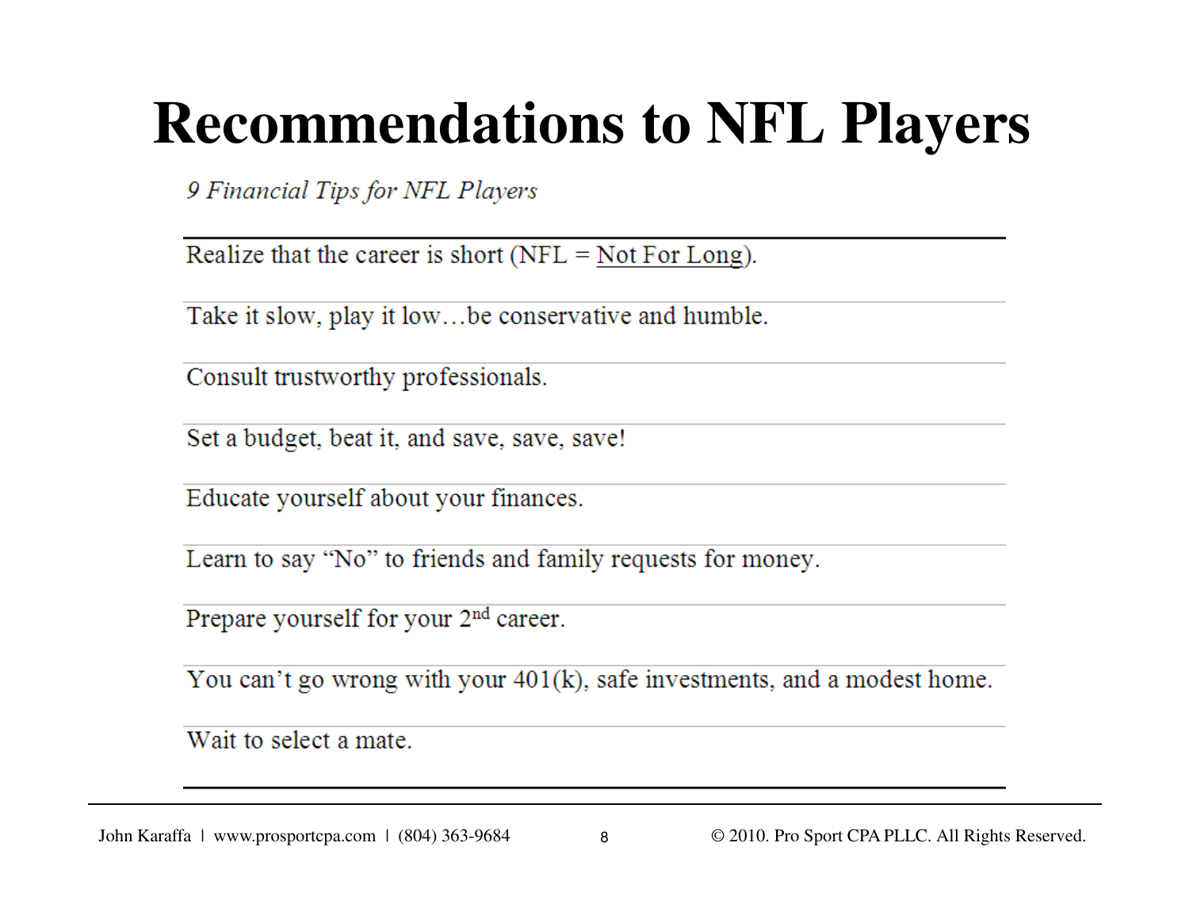# Recommendations to NFL Players

*9 Financial Tips for NFL Players*

| |
|---|
| Realize that the career is short (NFL = <u>Not For Long</u>). |
| Take it slow, play it low…be conservative and humble. |
| Consult trustworthy professionals. |
| Set a budget, beat it, and save, save, save! |
| Educate yourself about your finances. |
| Learn to say "No" to friends and family requests for money. |
| Prepare yourself for your 2nd career. |
| You can't go wrong with your 401(k), safe investments, and a modest home. |
| Wait to select a mate. |

John Karaffa | www.prosportcpa.com | (804) 363-9684

© 2010. Pro Sport CPA PLLC. All Rights Reserved.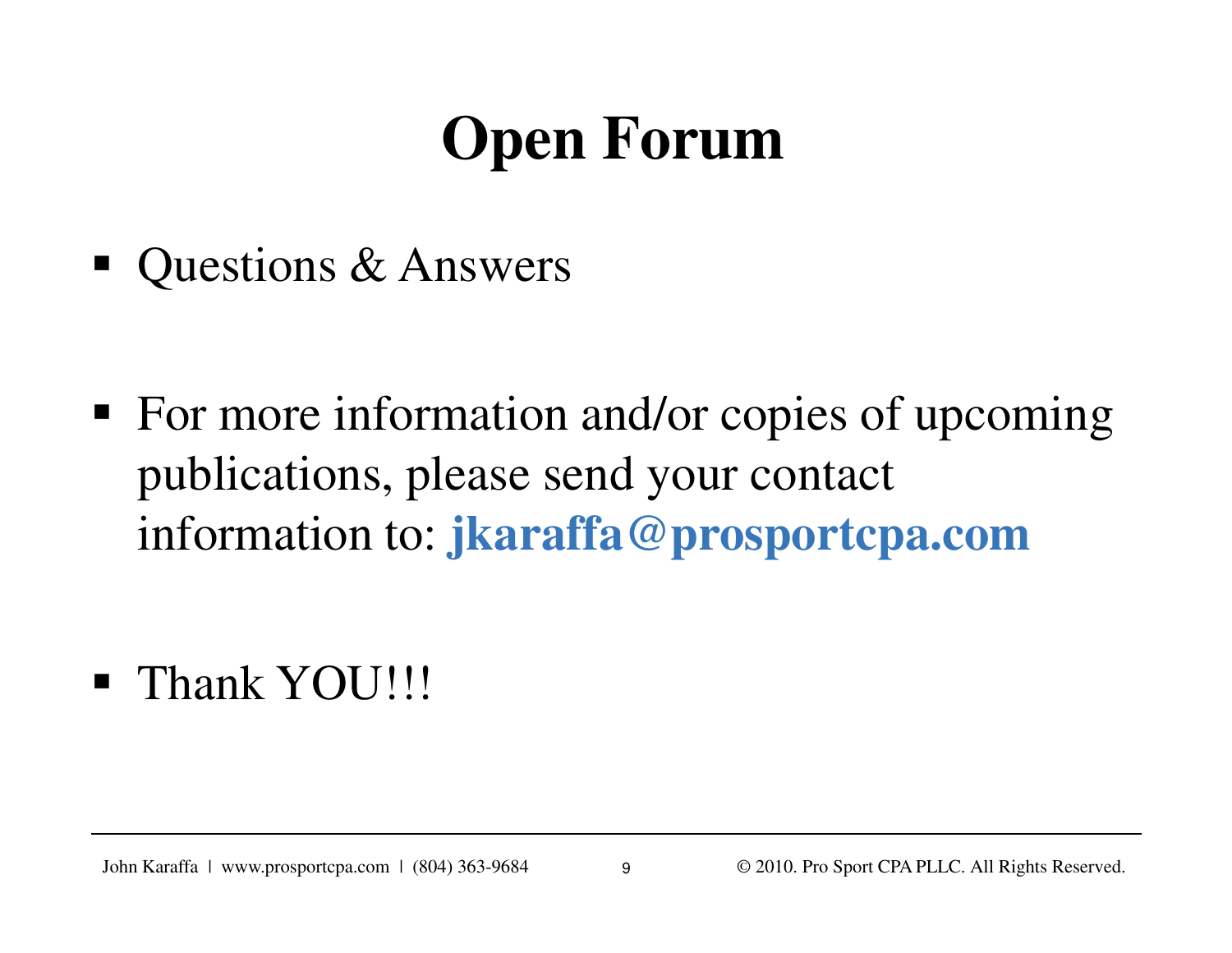# Open Forum

- Questions & Answers

- For more information and/or copies of upcoming publications, please send your contact information to: **jkaraffa@prosportcpa.com**

- Thank YOU!!!